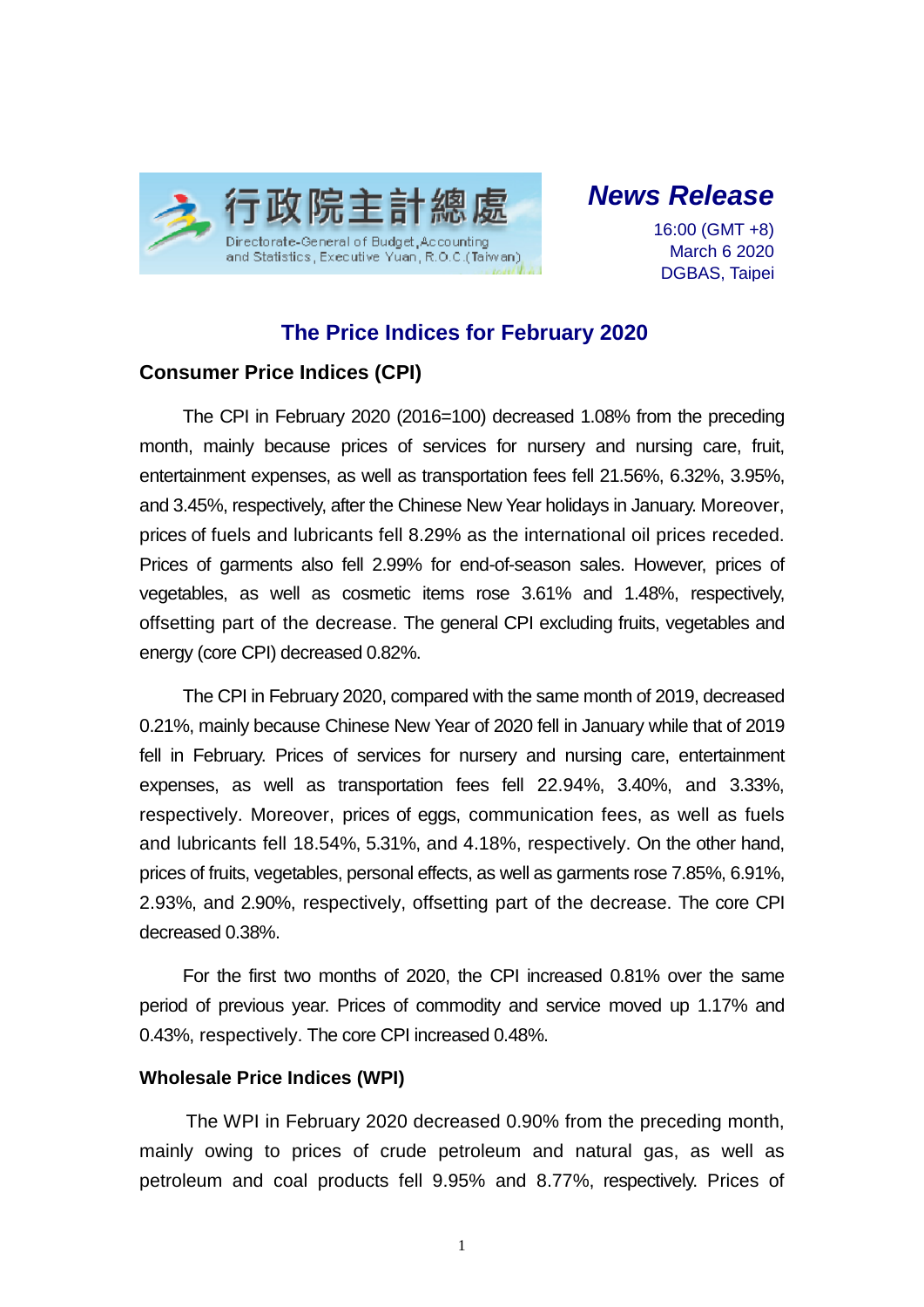行政院主計總處
Directorate-General of Budget, Accounting and Statistics, Executive Yuan, R.O.C.(Taiwan)

***News Release***

16:00 (GMT +8)
March 6 2020
DGBAS, Taipei

# The Price Indices for February 2020

## Consumer Price Indices (CPI)

The CPI in February 2020 (2016=100) decreased 1.08% from the preceding month, mainly because prices of services for nursery and nursing care, fruit, entertainment expenses, as well as transportation fees fell 21.56%, 6.32%, 3.95%, and 3.45%, respectively, after the Chinese New Year holidays in January. Moreover, prices of fuels and lubricants fell 8.29% as the international oil prices receded. Prices of garments also fell 2.99% for end-of-season sales. However, prices of vegetables, as well as cosmetic items rose 3.61% and 1.48%, respectively, offsetting part of the decrease. The general CPI excluding fruits, vegetables and energy (core CPI) decreased 0.82%.

The CPI in February 2020, compared with the same month of 2019, decreased 0.21%, mainly because Chinese New Year of 2020 fell in January while that of 2019 fell in February. Prices of services for nursery and nursing care, entertainment expenses, as well as transportation fees fell 22.94%, 3.40%, and 3.33%, respectively. Moreover, prices of eggs, communication fees, as well as fuels and lubricants fell 18.54%, 5.31%, and 4.18%, respectively. On the other hand, prices of fruits, vegetables, personal effects, as well as garments rose 7.85%, 6.91%, 2.93%, and 2.90%, respectively, offsetting part of the decrease. The core CPI decreased 0.38%.

For the first two months of 2020, the CPI increased 0.81% over the same period of previous year. Prices of commodity and service moved up 1.17% and 0.43%, respectively. The core CPI increased 0.48%.

## Wholesale Price Indices (WPI)

The WPI in February 2020 decreased 0.90% from the preceding month, mainly owing to prices of crude petroleum and natural gas, as well as petroleum and coal products fell 9.95% and 8.77%, respectively. Prices of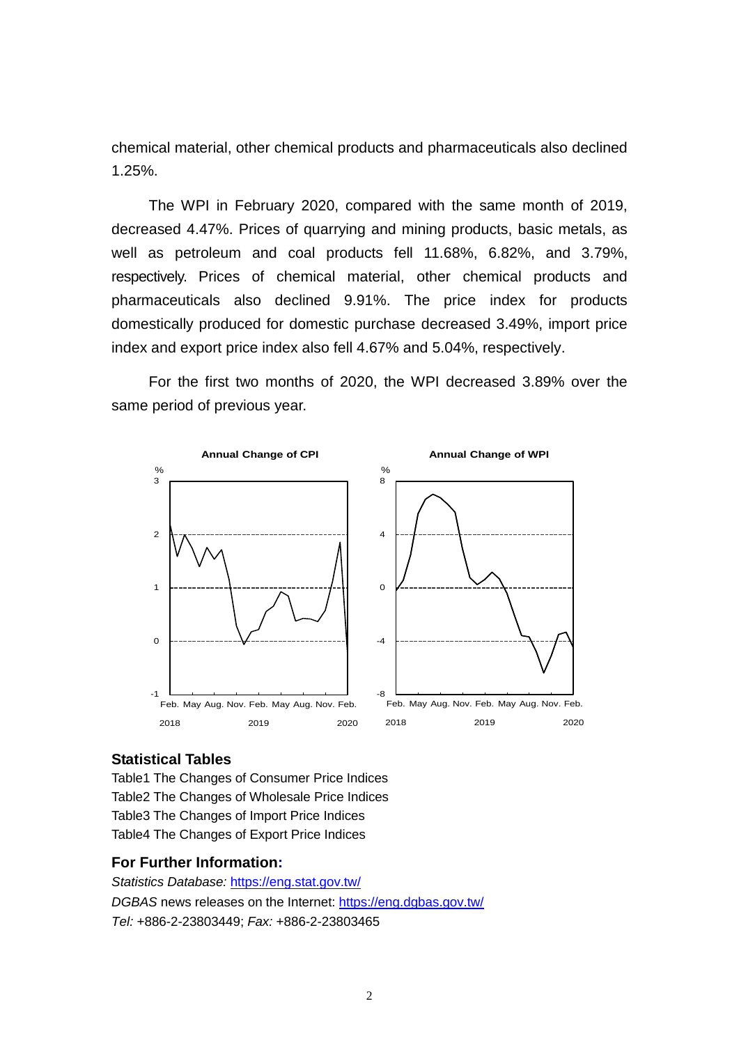chemical material, other chemical products and pharmaceuticals also declined 1.25%.

The WPI in February 2020, compared with the same month of 2019, decreased 4.47%. Prices of quarrying and mining products, basic metals, as well as petroleum and coal products fell 11.68%, 6.82%, and 3.79%, respectively. Prices of chemical material, other chemical products and pharmaceuticals also declined 9.91%. The price index for products domestically produced for domestic purchase decreased 3.49%, import price index and export price index also fell 4.67% and 5.04%, respectively.

For the first two months of 2020, the WPI decreased 3.89% over the same period of previous year.

**Annual Change of CPI**

%
3
2
1
0
-1
Feb. May Aug. Nov. Feb. May Aug. Nov. Feb.
2018 2019 2020

**Annual Change of WPI**

%
8
4
0
-4
-8
Feb. May Aug. Nov. Feb. May Aug. Nov. Feb.
2018 2019 2020

### Statistical Tables

Table1 The Changes of Consumer Price Indices
Table2 The Changes of Wholesale Price Indices
Table3 The Changes of Import Price Indices
Table4 The Changes of Export Price Indices

### For Further Information:

*Statistics Database:* https://eng.stat.gov.tw/
*DGBAS* news releases on the Internet: https://eng.dgbas.gov.tw/
*Tel:* +886-2-23803449; *Fax:* +886-2-23803465